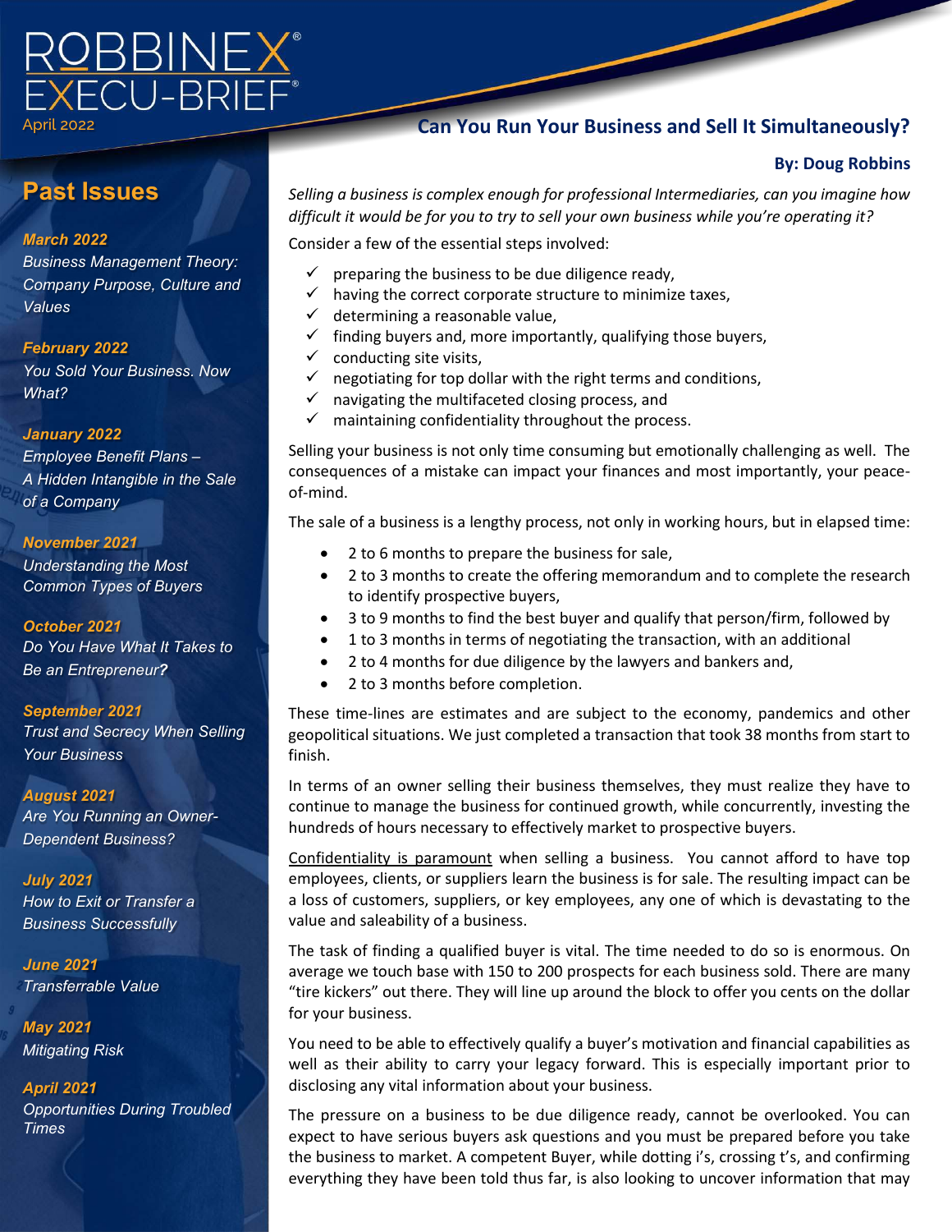# ROBBINEX® EXECU-BRIEF®

April 2022

## Past Issues

***March 2022***
*Business Management Theory: Company Purpose, Culture and Values*

***February 2022***
*You Sold Your Business. Now What?*

***January 2022***
*Employee Benefit Plans – A Hidden Intangible in the Sale of a Company*

***November 2021***
*Understanding the Most Common Types of Buyers*

***October 2021***
*Do You Have What It Takes to Be an Entrepreneur?*

***September 2021***
*Trust and Secrecy When Selling Your Business*

***August 2021***
*Are You Running an Owner-Dependent Business?*

***July 2021***
*How to Exit or Transfer a Business Successfully*

***June 2021***
*Transferrable Value*

***May 2021***
*Mitigating Risk*

***April 2021***
*Opportunities During Troubled Times*

## Can You Run Your Business and Sell It Simultaneously?

**By: Doug Robbins**

*Selling a business is complex enough for professional Intermediaries, can you imagine how difficult it would be for you to try to sell your own business while you're operating it?*

Consider a few of the essential steps involved:

- ✓ preparing the business to be due diligence ready,
- ✓ having the correct corporate structure to minimize taxes,
- ✓ determining a reasonable value,
- ✓ finding buyers and, more importantly, qualifying those buyers,
- ✓ conducting site visits,
- ✓ negotiating for top dollar with the right terms and conditions,
- ✓ navigating the multifaceted closing process, and
- ✓ maintaining confidentiality throughout the process.

Selling your business is not only time consuming but emotionally challenging as well. The consequences of a mistake can impact your finances and most importantly, your peace-of-mind.

The sale of a business is a lengthy process, not only in working hours, but in elapsed time:

- 2 to 6 months to prepare the business for sale,
- 2 to 3 months to create the offering memorandum and to complete the research to identify prospective buyers,
- 3 to 9 months to find the best buyer and qualify that person/firm, followed by
- 1 to 3 months in terms of negotiating the transaction, with an additional
- 2 to 4 months for due diligence by the lawyers and bankers and,
- 2 to 3 months before completion.

These time-lines are estimates and are subject to the economy, pandemics and other geopolitical situations. We just completed a transaction that took 38 months from start to finish.

In terms of an owner selling their business themselves, they must realize they have to continue to manage the business for continued growth, while concurrently, investing the hundreds of hours necessary to effectively market to prospective buyers.

Confidentiality is paramount when selling a business. You cannot afford to have top employees, clients, or suppliers learn the business is for sale. The resulting impact can be a loss of customers, suppliers, or key employees, any one of which is devastating to the value and saleability of a business.

The task of finding a qualified buyer is vital. The time needed to do so is enormous. On average we touch base with 150 to 200 prospects for each business sold. There are many "tire kickers" out there. They will line up around the block to offer you cents on the dollar for your business.

You need to be able to effectively qualify a buyer's motivation and financial capabilities as well as their ability to carry your legacy forward. This is especially important prior to disclosing any vital information about your business.

The pressure on a business to be due diligence ready, cannot be overlooked. You can expect to have serious buyers ask questions and you must be prepared before you take the business to market. A competent Buyer, while dotting i's, crossing t's, and confirming everything they have been told thus far, is also looking to uncover information that may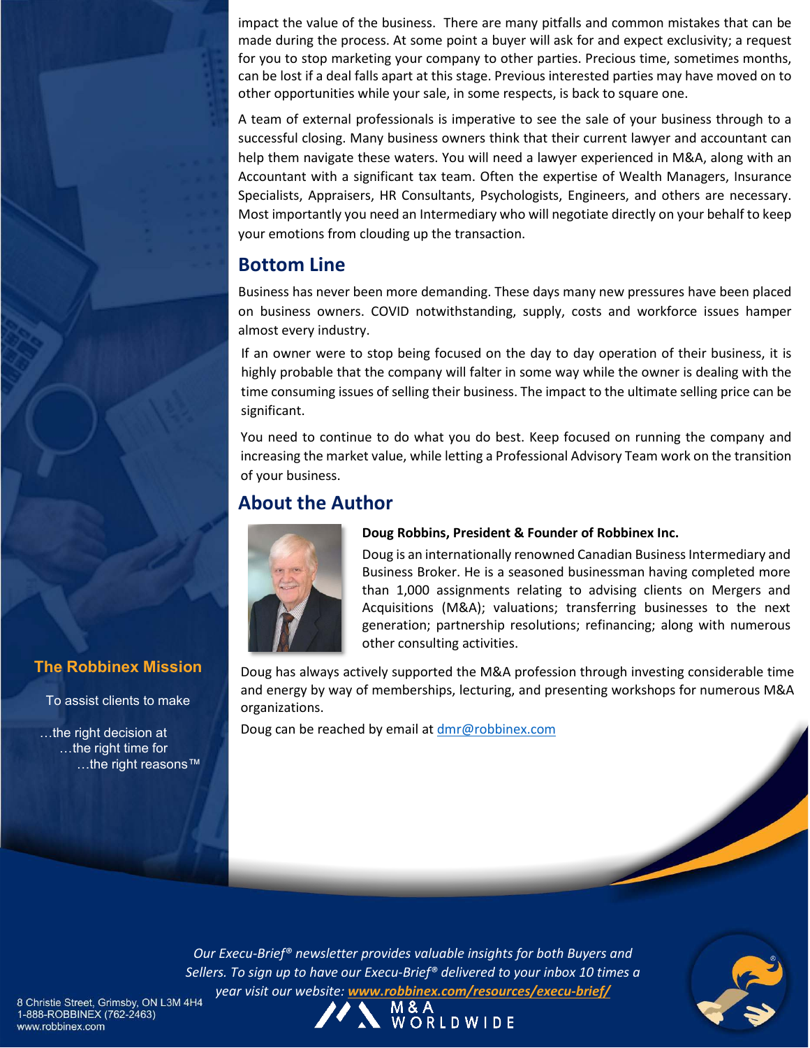impact the value of the business. There are many pitfalls and common mistakes that can be made during the process. At some point a buyer will ask for and expect exclusivity; a request for you to stop marketing your company to other parties. Precious time, sometimes months, can be lost if a deal falls apart at this stage. Previous interested parties may have moved on to other opportunities while your sale, in some respects, is back to square one.

A team of external professionals is imperative to see the sale of your business through to a successful closing. Many business owners think that their current lawyer and accountant can help them navigate these waters. You will need a lawyer experienced in M&A, along with an Accountant with a significant tax team. Often the expertise of Wealth Managers, Insurance Specialists, Appraisers, HR Consultants, Psychologists, Engineers, and others are necessary. Most importantly you need an Intermediary who will negotiate directly on your behalf to keep your emotions from clouding up the transaction.

## Bottom Line

Business has never been more demanding. These days many new pressures have been placed on business owners. COVID notwithstanding, supply, costs and workforce issues hamper almost every industry.

If an owner were to stop being focused on the day to day operation of their business, it is highly probable that the company will falter in some way while the owner is dealing with the time consuming issues of selling their business. The impact to the ultimate selling price can be significant.

You need to continue to do what you do best. Keep focused on running the company and increasing the market value, while letting a Professional Advisory Team work on the transition of your business.

## About the Author

**Doug Robbins, President & Founder of Robbinex Inc.**

Doug is an internationally renowned Canadian Business Intermediary and Business Broker. He is a seasoned businessman having completed more than 1,000 assignments relating to advising clients on Mergers and Acquisitions (M&A); valuations; transferring businesses to the next generation; partnership resolutions; refinancing; along with numerous other consulting activities.

Doug has always actively supported the M&A profession through investing considerable time and energy by way of memberships, lecturing, and presenting workshops for numerous M&A organizations.

Doug can be reached by email at dmr@robbinex.com

### The Robbinex Mission

To assist clients to make

…the right decision at
…the right time for
…the right reasons™

*Our Execu-Brief® newsletter provides valuable insights for both Buyers and Sellers. To sign up to have our Execu-Brief® delivered to your inbox 10 times a year visit our website: **www.robbinex.com/resources/execu-brief/***

8 Christie Street, Grimsby, ON L3M 4H4
1-888-ROBBINEX (762-2463)
www.robbinex.com

M & A WORLDWIDE